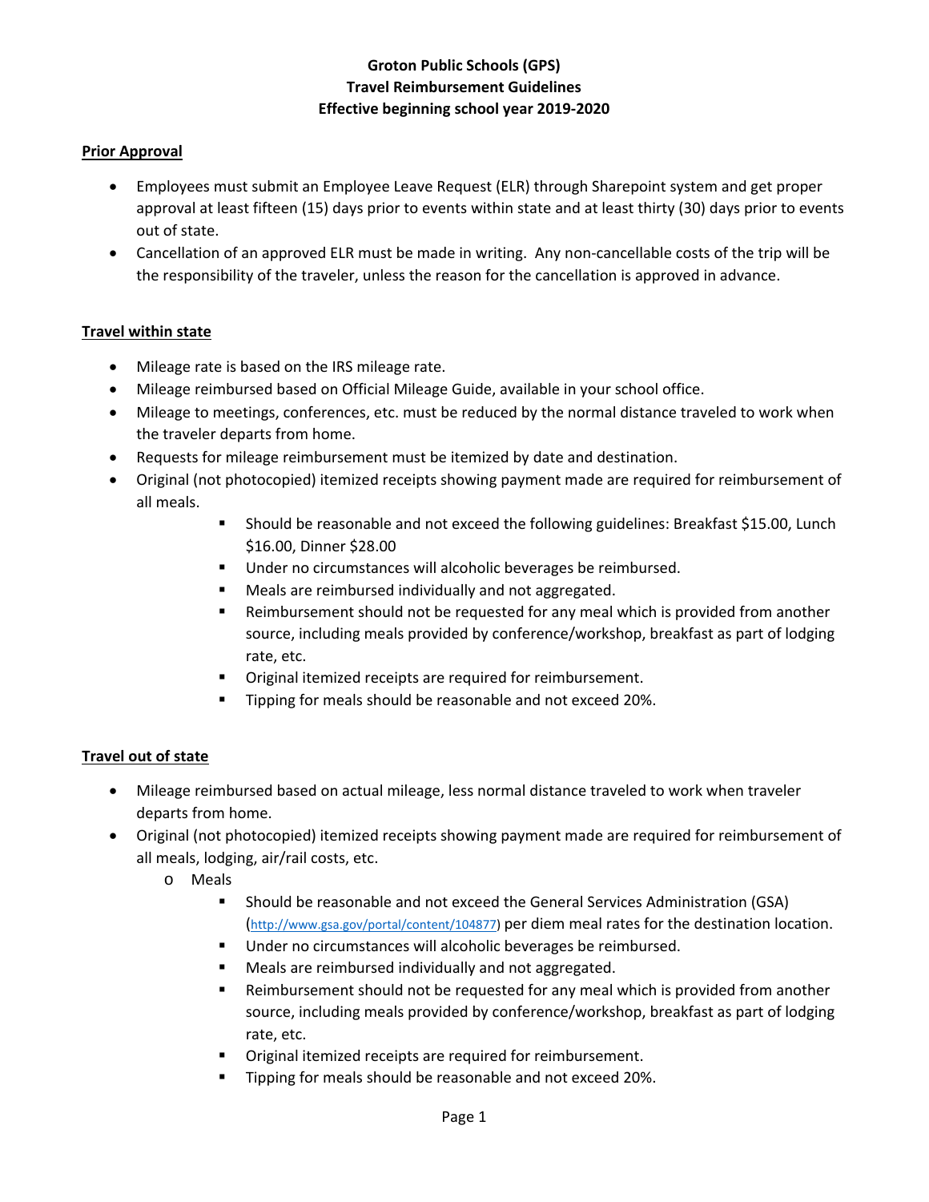# Groton Public Schools (GPS)
# Travel Reimbursement Guidelines
# Effective beginning school year 2019-2020

**Prior Approval**

- Employees must submit an Employee Leave Request (ELR) through Sharepoint system and get proper approval at least fifteen (15) days prior to events within state and at least thirty (30) days prior to events out of state.
- Cancellation of an approved ELR must be made in writing. Any non-cancellable costs of the trip will be the responsibility of the traveler, unless the reason for the cancellation is approved in advance.

**Travel within state**

- Mileage rate is based on the IRS mileage rate.
- Mileage reimbursed based on Official Mileage Guide, available in your school office.
- Mileage to meetings, conferences, etc. must be reduced by the normal distance traveled to work when the traveler departs from home.
- Requests for mileage reimbursement must be itemized by date and destination.
- Original (not photocopied) itemized receipts showing payment made are required for reimbursement of all meals.
    - Should be reasonable and not exceed the following guidelines: Breakfast $15.00, Lunch $16.00, Dinner $28.00
    - Under no circumstances will alcoholic beverages be reimbursed.
    - Meals are reimbursed individually and not aggregated.
    - Reimbursement should not be requested for any meal which is provided from another source, including meals provided by conference/workshop, breakfast as part of lodging rate, etc.
    - Original itemized receipts are required for reimbursement.
    - Tipping for meals should be reasonable and not exceed 20%.

**Travel out of state**

- Mileage reimbursed based on actual mileage, less normal distance traveled to work when traveler departs from home.
- Original (not photocopied) itemized receipts showing payment made are required for reimbursement of all meals, lodging, air/rail costs, etc.
    - Meals
        - Should be reasonable and not exceed the General Services Administration (GSA) (http://www.gsa.gov/portal/content/104877) per diem meal rates for the destination location.
        - Under no circumstances will alcoholic beverages be reimbursed.
        - Meals are reimbursed individually and not aggregated.
        - Reimbursement should not be requested for any meal which is provided from another source, including meals provided by conference/workshop, breakfast as part of lodging rate, etc.
        - Original itemized receipts are required for reimbursement.
        - Tipping for meals should be reasonable and not exceed 20%.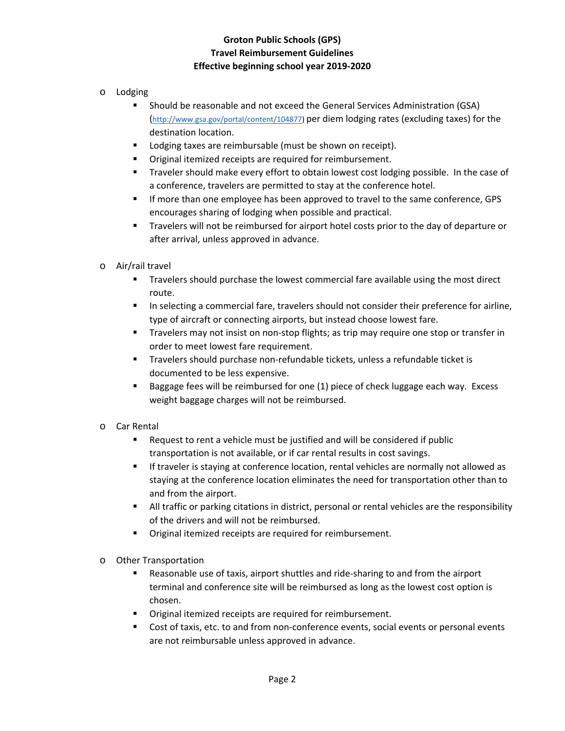- Lodging
  - Should be reasonable and not exceed the General Services Administration (GSA) (http://www.gsa.gov/portal/content/104877) per diem lodging rates (excluding taxes) for the destination location.
  - Lodging taxes are reimbursable (must be shown on receipt).
  - Original itemized receipts are required for reimbursement.
  - Traveler should make every effort to obtain lowest cost lodging possible. In the case of a conference, travelers are permitted to stay at the conference hotel.
  - If more than one employee has been approved to travel to the same conference, GPS encourages sharing of lodging when possible and practical.
  - Travelers will not be reimbursed for airport hotel costs prior to the day of departure or after arrival, unless approved in advance.

- Air/rail travel
  - Travelers should purchase the lowest commercial fare available using the most direct route.
  - In selecting a commercial fare, travelers should not consider their preference for airline, type of aircraft or connecting airports, but instead choose lowest fare.
  - Travelers may not insist on non-stop flights; as trip may require one stop or transfer in order to meet lowest fare requirement.
  - Travelers should purchase non-refundable tickets, unless a refundable ticket is documented to be less expensive.
  - Baggage fees will be reimbursed for one (1) piece of check luggage each way. Excess weight baggage charges will not be reimbursed.

- Car Rental
  - Request to rent a vehicle must be justified and will be considered if public transportation is not available, or if car rental results in cost savings.
  - If traveler is staying at conference location, rental vehicles are normally not allowed as staying at the conference location eliminates the need for transportation other than to and from the airport.
  - All traffic or parking citations in district, personal or rental vehicles are the responsibility of the drivers and will not be reimbursed.
  - Original itemized receipts are required for reimbursement.

- Other Transportation
  - Reasonable use of taxis, airport shuttles and ride-sharing to and from the airport terminal and conference site will be reimbursed as long as the lowest cost option is chosen.
  - Original itemized receipts are required for reimbursement.
  - Cost of taxis, etc. to and from non-conference events, social events or personal events are not reimbursable unless approved in advance.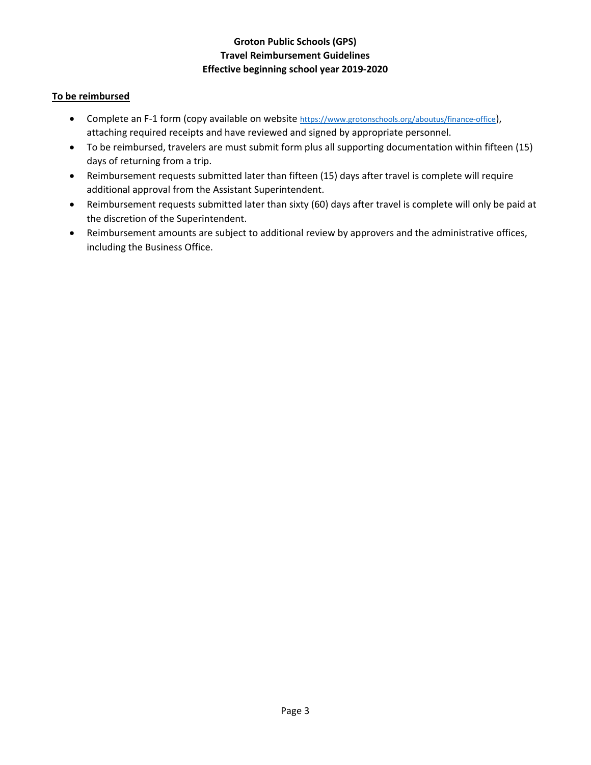**Groton Public Schools (GPS)**
**Travel Reimbursement Guidelines**
**Effective beginning school year 2019-2020**

**To be reimbursed**

- Complete an F-1 form (copy available on website https://www.grotonschools.org/aboutus/finance-office), attaching required receipts and have reviewed and signed by appropriate personnel.
- To be reimbursed, travelers are must submit form plus all supporting documentation within fifteen (15) days of returning from a trip.
- Reimbursement requests submitted later than fifteen (15) days after travel is complete will require additional approval from the Assistant Superintendent.
- Reimbursement requests submitted later than sixty (60) days after travel is complete will only be paid at the discretion of the Superintendent.
- Reimbursement amounts are subject to additional review by approvers and the administrative offices, including the Business Office.